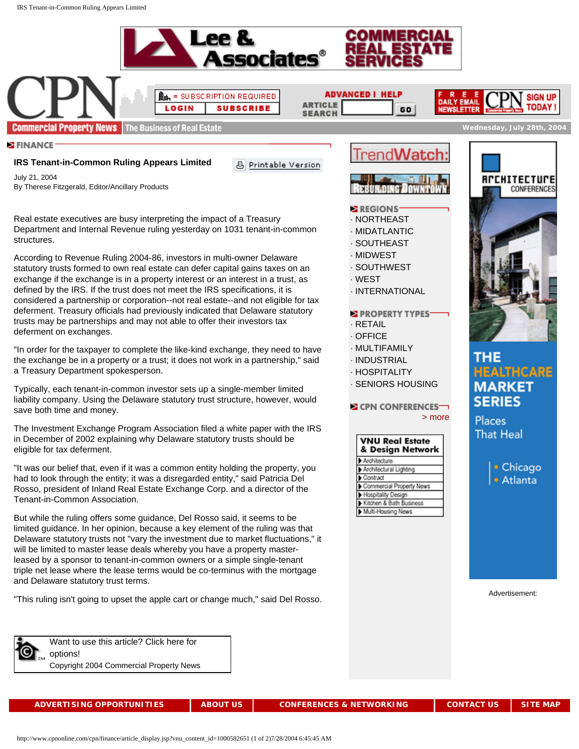FINANCE

## IRS Tenant-in-Common Ruling Appears Limited

July 21, 2004
By Therese Fitzgerald, Editor/Ancillary Products

Real estate executives are busy interpreting the impact of a Treasury Department and Internal Revenue ruling yesterday on 1031 tenant-in-common structures.

According to Revenue Ruling 2004-86, investors in multi-owner Delaware statutory trusts formed to own real estate can defer capital gains taxes on an exchange if the exchange is in a property interest or an interest in a trust, as defined by the IRS. If the trust does not meet the IRS specifications, it is considered a partnership or corporation--not real estate--and not eligible for tax deferment. Treasury officials had previously indicated that Delaware statutory trusts may be partnerships and may not able to offer their investors tax deferment on exchanges.

"In order for the taxpayer to complete the like-kind exchange, they need to have the exchange be in a property or a trust; it does not work in a partnership," said a Treasury Department spokesperson.

Typically, each tenant-in-common investor sets up a single-member limited liability company. Using the Delaware statutory trust structure, however, would save both time and money.

The Investment Exchange Program Association filed a white paper with the IRS in December of 2002 explaining why Delaware statutory trusts should be eligible for tax deferment.

"It was our belief that, even if it was a common entity holding the property, you had to look through the entity; it was a disregarded entity," said Patricia Del Rosso, president of Inland Real Estate Exchange Corp. and a director of the Tenant-in-Common Association.

But while the ruling offers some guidance, Del Rosso said, it seems to be limited guidance. In her opinion, because a key element of the ruling was that Delaware statutory trusts not "vary the investment due to market fluctuations," it will be limited to master lease deals whereby you have a property master-leased by a sponsor to tenant-in-common owners or a simple single-tenant triple net lease where the lease terms would be co-terminus with the mortgage and Delaware statutory trust terms.

"This ruling isn't going to upset the apple cart or change much," said Del Rosso.

Want to use this article? Click here for options!
Copyright 2004 Commercial Property News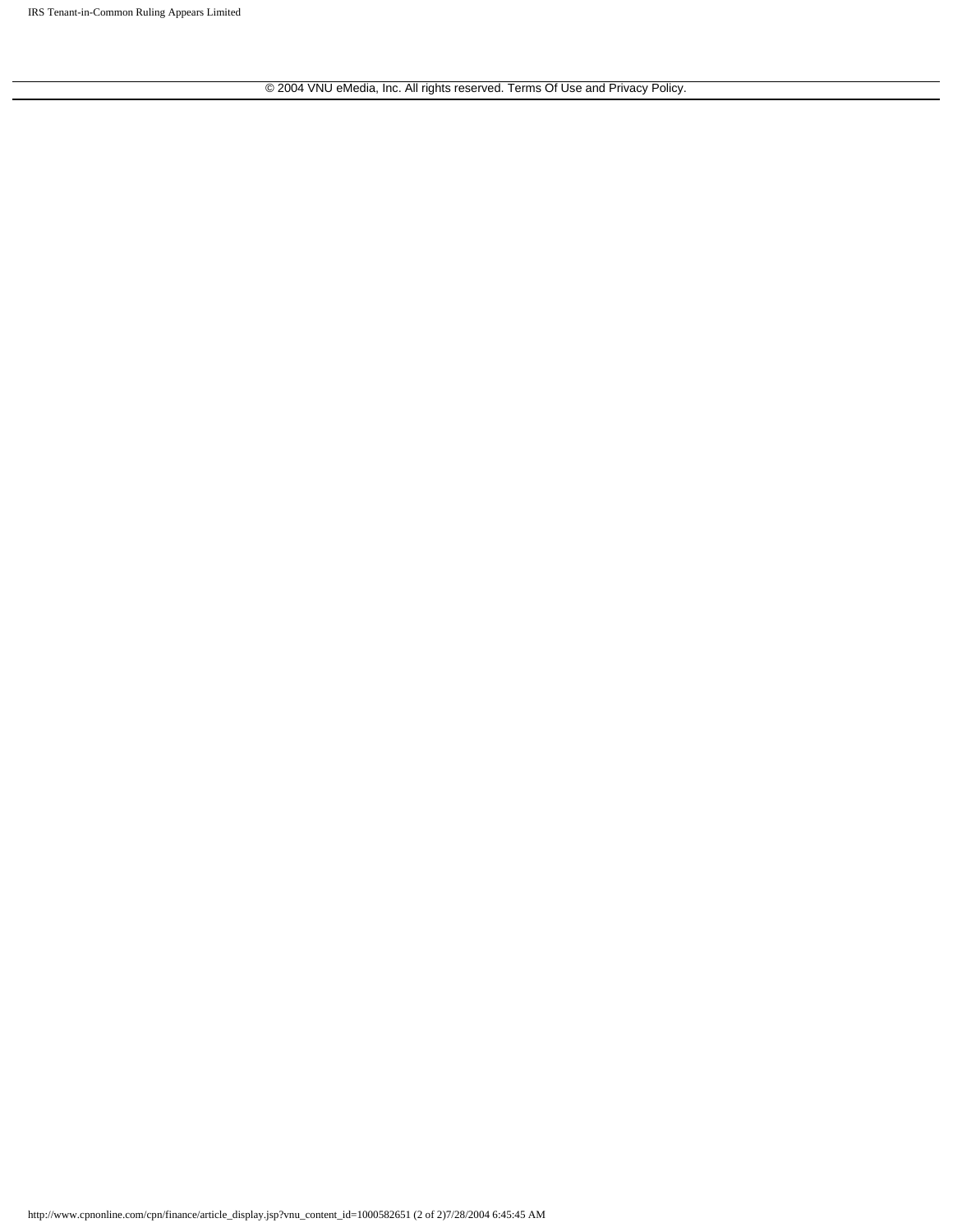© 2004 VNU eMedia, Inc. All rights reserved. Terms Of Use and Privacy Policy.